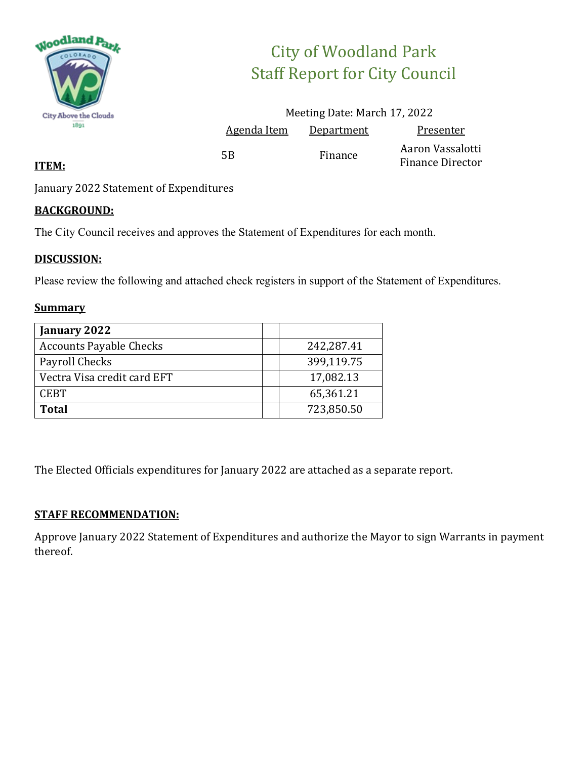# City of Woodland Park
## Staff Report for City Council

Meeting Date: March 17, 2022

| Agenda Item | Department | Presenter |
|---|---|---|
| 5B | Finance | Aaron Vassalotti<br>Finance Director |

**ITEM:**

January 2022 Statement of Expenditures

**BACKGROUND:**

The City Council receives and approves the Statement of Expenditures for each month.

**DISCUSSION:**

Please review the following and attached check registers in support of the Statement of Expenditures.

**Summary**

| **January 2022** | | |
|---|---|---|
| Accounts Payable Checks | | 242,287.41 |
| Payroll Checks | | 399,119.75 |
| Vectra Visa credit card EFT | | 17,082.13 |
| CEBT | | 65,361.21 |
| **Total** | | 723,850.50 |

The Elected Officials expenditures for January 2022 are attached as a separate report.

**STAFF RECOMMENDATION:**

Approve January 2022 Statement of Expenditures and authorize the Mayor to sign Warrants in payment thereof.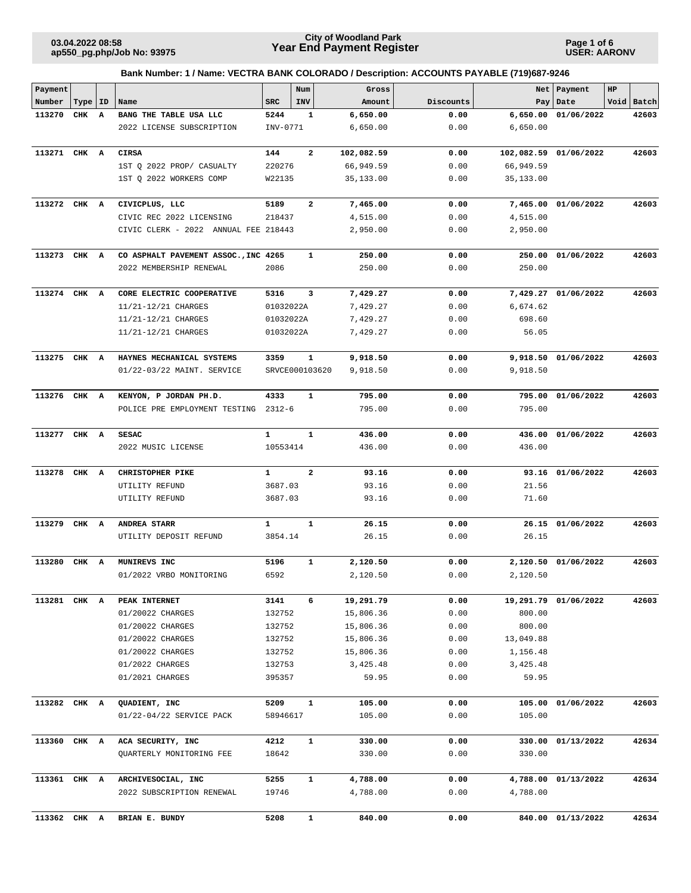**City of Woodland Park**
**Year End Payment Register**

03.04.2022 08:58
ap550_pg.php/Job No: 93975

USER: AARONV

**Bank Number: 1 / Name: VECTRA BANK COLORADO / Description: ACCOUNTS PAYABLE (719)687-9246**

| Payment Number | Type | ID | Name | SRC | Num INV | Gross Amount | Discounts | Net Pay | Payment Date | HP Void | Batch |
|---|---|---|---|---|---|---|---|---|---|---|---|
| **113270** | **CHK** | **A** | **BANG THE TABLE USA LLC** | **5244** | **1** | **6,650.00** | **0.00** | **6,650.00** | **01/06/2022** | | **42603** |
| | | | 2022 LICENSE SUBSCRIPTION | INV-0771 | | 6,650.00 | 0.00 | 6,650.00 | | | |
| **113271** | **CHK** | **A** | **CIRSA** | **144** | **2** | **102,082.59** | **0.00** | **102,082.59** | **01/06/2022** | | **42603** |
| | | | 1ST Q 2022 PROP/ CASUALTY | 220276 | | 66,949.59 | 0.00 | 66,949.59 | | | |
| | | | 1ST Q 2022 WORKERS COMP | W22135 | | 35,133.00 | 0.00 | 35,133.00 | | | |
| **113272** | **CHK** | **A** | **CIVICPLUS, LLC** | **5189** | **2** | **7,465.00** | **0.00** | **7,465.00** | **01/06/2022** | | **42603** |
| | | | CIVIC REC 2022 LICENSING | 218437 | | 4,515.00 | 0.00 | 4,515.00 | | | |
| | | | CIVIC CLERK - 2022 ANNUAL FEE | 218443 | | 2,950.00 | 0.00 | 2,950.00 | | | |
| **113273** | **CHK** | **A** | **CO ASPHALT PAVEMENT ASSOC.,INC** | **4265** | **1** | **250.00** | **0.00** | **250.00** | **01/06/2022** | | **42603** |
| | | | 2022 MEMBERSHIP RENEWAL | 2086 | | 250.00 | 0.00 | 250.00 | | | |
| **113274** | **CHK** | **A** | **CORE ELECTRIC COOPERATIVE** | **5316** | **3** | **7,429.27** | **0.00** | **7,429.27** | **01/06/2022** | | **42603** |
| | | | 11/21-12/21 CHARGES | 01032022A | | 7,429.27 | 0.00 | 6,674.62 | | | |
| | | | 11/21-12/21 CHARGES | 01032022A | | 7,429.27 | 0.00 | 698.60 | | | |
| | | | 11/21-12/21 CHARGES | 01032022A | | 7,429.27 | 0.00 | 56.05 | | | |
| **113275** | **CHK** | **A** | **HAYNES MECHANICAL SYSTEMS** | **3359** | **1** | **9,918.50** | **0.00** | **9,918.50** | **01/06/2022** | | **42603** |
| | | | 01/22-03/22 MAINT. SERVICE | SRVCE000103620 | | 9,918.50 | 0.00 | 9,918.50 | | | |
| **113276** | **CHK** | **A** | **KENYON, P JORDAN PH.D.** | **4333** | **1** | **795.00** | **0.00** | **795.00** | **01/06/2022** | | **42603** |
| | | | POLICE PRE EMPLOYMENT TESTING | 2312-6 | | 795.00 | 0.00 | 795.00 | | | |
| **113277** | **CHK** | **A** | **SESAC** | **1** | **1** | **436.00** | **0.00** | **436.00** | **01/06/2022** | | **42603** |
| | | | 2022 MUSIC LICENSE | 10553414 | | 436.00 | 0.00 | 436.00 | | | |
| **113278** | **CHK** | **A** | **CHRISTOPHER PIKE** | **1** | **2** | **93.16** | **0.00** | **93.16** | **01/06/2022** | | **42603** |
| | | | UTILITY REFUND | 3687.03 | | 93.16 | 0.00 | 21.56 | | | |
| | | | UTILITY REFUND | 3687.03 | | 93.16 | 0.00 | 71.60 | | | |
| **113279** | **CHK** | **A** | **ANDREA STARR** | **1** | **1** | **26.15** | **0.00** | **26.15** | **01/06/2022** | | **42603** |
| | | | UTILITY DEPOSIT REFUND | 3854.14 | | 26.15 | 0.00 | 26.15 | | | |
| **113280** | **CHK** | **A** | **MUNIREVS INC** | **5196** | **1** | **2,120.50** | **0.00** | **2,120.50** | **01/06/2022** | | **42603** |
| | | | 01/2022 VRBO MONITORING | 6592 | | 2,120.50 | 0.00 | 2,120.50 | | | |
| **113281** | **CHK** | **A** | **PEAK INTERNET** | **3141** | **6** | **19,291.79** | **0.00** | **19,291.79** | **01/06/2022** | | **42603** |
| | | | 01/20022 CHARGES | 132752 | | 15,806.36 | 0.00 | 800.00 | | | |
| | | | 01/20022 CHARGES | 132752 | | 15,806.36 | 0.00 | 800.00 | | | |
| | | | 01/20022 CHARGES | 132752 | | 15,806.36 | 0.00 | 13,049.88 | | | |
| | | | 01/20022 CHARGES | 132752 | | 15,806.36 | 0.00 | 1,156.48 | | | |
| | | | 01/2022 CHARGES | 132753 | | 3,425.48 | 0.00 | 3,425.48 | | | |
| | | | 01/2021 CHARGES | 395357 | | 59.95 | 0.00 | 59.95 | | | |
| **113282** | **CHK** | **A** | **QUADIENT, INC** | **5209** | **1** | **105.00** | **0.00** | **105.00** | **01/06/2022** | | **42603** |
| | | | 01/22-04/22 SERVICE PACK | 58946617 | | 105.00 | 0.00 | 105.00 | | | |
| **113360** | **CHK** | **A** | **ACA SECURITY, INC** | **4212** | **1** | **330.00** | **0.00** | **330.00** | **01/13/2022** | | **42634** |
| | | | QUARTERLY MONITORING FEE | 18642 | | 330.00 | 0.00 | 330.00 | | | |
| **113361** | **CHK** | **A** | **ARCHIVESOCIAL, INC** | **5255** | **1** | **4,788.00** | **0.00** | **4,788.00** | **01/13/2022** | | **42634** |
| | | | 2022 SUBSCRIPTION RENEWAL | 19746 | | 4,788.00 | 0.00 | 4,788.00 | | | |
| **113362** | **CHK** | **A** | **BRIAN E. BUNDY** | **5208** | **1** | **840.00** | **0.00** | **840.00** | **01/13/2022** | | **42634** |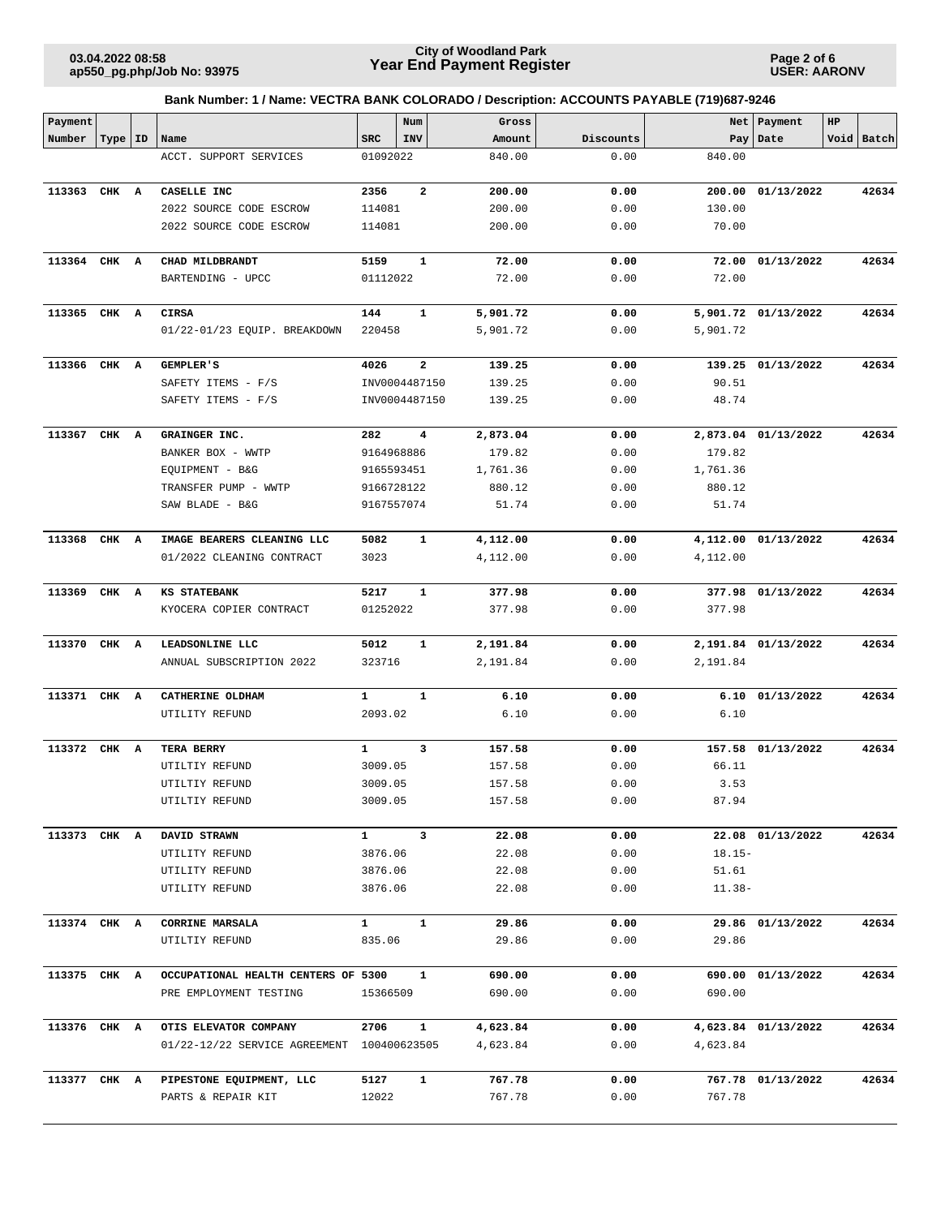**City of Woodland Park**
**Year End Payment Register**

**Bank Number: 1 / Name: VECTRA BANK COLORADO / Description: ACCOUNTS PAYABLE (719)687-9246**

| Payment Number | Type | ID | Name | SRC | Num INV | Gross Amount | Discounts | Net Pay | Payment Date | HP Void | Batch |
|---|---|---|---|---|---|---|---|---|---|---|---|
| | | | ACCT. SUPPORT SERVICES | 01092022 | | 840.00 | 0.00 | 840.00 | | | |
| **113363** | **CHK** | **A** | **CASELLE INC** | **2356** | **2** | **200.00** | **0.00** | **200.00** | **01/13/2022** | | **42634** |
| | | | 2022 SOURCE CODE ESCROW | 114081 | | 200.00 | 0.00 | 130.00 | | | |
| | | | 2022 SOURCE CODE ESCROW | 114081 | | 200.00 | 0.00 | 70.00 | | | |
| **113364** | **CHK** | **A** | **CHAD MILDBRANDT** | **5159** | **1** | **72.00** | **0.00** | **72.00** | **01/13/2022** | | **42634** |
| | | | BARTENDING - UPCC | 01112022 | | 72.00 | 0.00 | 72.00 | | | |
| **113365** | **CHK** | **A** | **CIRSA** | **144** | **1** | **5,901.72** | **0.00** | **5,901.72** | **01/13/2022** | | **42634** |
| | | | 01/22-01/23 EQUIP. BREAKDOWN | 220458 | | 5,901.72 | 0.00 | 5,901.72 | | | |
| **113366** | **CHK** | **A** | **GEMPLER'S** | **4026** | **2** | **139.25** | **0.00** | **139.25** | **01/13/2022** | | **42634** |
| | | | SAFETY ITEMS - F/S | INV0004487150 | | 139.25 | 0.00 | 90.51 | | | |
| | | | SAFETY ITEMS - F/S | INV0004487150 | | 139.25 | 0.00 | 48.74 | | | |
| **113367** | **CHK** | **A** | **GRAINGER INC.** | **282** | **4** | **2,873.04** | **0.00** | **2,873.04** | **01/13/2022** | | **42634** |
| | | | BANKER BOX - WWTP | 9164968886 | | 179.82 | 0.00 | 179.82 | | | |
| | | | EQUIPMENT - B&G | 9165593451 | | 1,761.36 | 0.00 | 1,761.36 | | | |
| | | | TRANSFER PUMP - WWTP | 9166728122 | | 880.12 | 0.00 | 880.12 | | | |
| | | | SAW BLADE - B&G | 9167557074 | | 51.74 | 0.00 | 51.74 | | | |
| **113368** | **CHK** | **A** | **IMAGE BEARERS CLEANING LLC** | **5082** | **1** | **4,112.00** | **0.00** | **4,112.00** | **01/13/2022** | | **42634** |
| | | | 01/2022 CLEANING CONTRACT | 3023 | | 4,112.00 | 0.00 | 4,112.00 | | | |
| **113369** | **CHK** | **A** | **KS STATEBANK** | **5217** | **1** | **377.98** | **0.00** | **377.98** | **01/13/2022** | | **42634** |
| | | | KYOCERA COPIER CONTRACT | 01252022 | | 377.98 | 0.00 | 377.98 | | | |
| **113370** | **CHK** | **A** | **LEADSONLINE LLC** | **5012** | **1** | **2,191.84** | **0.00** | **2,191.84** | **01/13/2022** | | **42634** |
| | | | ANNUAL SUBSCRIPTION 2022 | 323716 | | 2,191.84 | 0.00 | 2,191.84 | | | |
| **113371** | **CHK** | **A** | **CATHERINE OLDHAM** | **1** | **1** | **6.10** | **0.00** | **6.10** | **01/13/2022** | | **42634** |
| | | | UTILITY REFUND | 2093.02 | | 6.10 | 0.00 | 6.10 | | | |
| **113372** | **CHK** | **A** | **TERA BERRY** | **1** | **3** | **157.58** | **0.00** | **157.58** | **01/13/2022** | | **42634** |
| | | | UTILTIY REFUND | 3009.05 | | 157.58 | 0.00 | 66.11 | | | |
| | | | UTILTIY REFUND | 3009.05 | | 157.58 | 0.00 | 3.53 | | | |
| | | | UTILTIY REFUND | 3009.05 | | 157.58 | 0.00 | 87.94 | | | |
| **113373** | **CHK** | **A** | **DAVID STRAWN** | **1** | **3** | **22.08** | **0.00** | **22.08** | **01/13/2022** | | **42634** |
| | | | UTILITY REFUND | 3876.06 | | 22.08 | 0.00 | 18.15- | | | |
| | | | UTILITY REFUND | 3876.06 | | 22.08 | 0.00 | 51.61 | | | |
| | | | UTILITY REFUND | 3876.06 | | 22.08 | 0.00 | 11.38- | | | |
| **113374** | **CHK** | **A** | **CORRINE MARSALA** | **1** | **1** | **29.86** | **0.00** | **29.86** | **01/13/2022** | | **42634** |
| | | | UTILTIY REFUND | 835.06 | | 29.86 | 0.00 | 29.86 | | | |
| **113375** | **CHK** | **A** | **OCCUPATIONAL HEALTH CENTERS OF** | **5300** | **1** | **690.00** | **0.00** | **690.00** | **01/13/2022** | | **42634** |
| | | | PRE EMPLOYMENT TESTING | 15366509 | | 690.00 | 0.00 | 690.00 | | | |
| **113376** | **CHK** | **A** | **OTIS ELEVATOR COMPANY** | **2706** | **1** | **4,623.84** | **0.00** | **4,623.84** | **01/13/2022** | | **42634** |
| | | | 01/22-12/22 SERVICE AGREEMENT | 100400623505 | | 4,623.84 | 0.00 | 4,623.84 | | | |
| **113377** | **CHK** | **A** | **PIPESTONE EQUIPMENT, LLC** | **5127** | **1** | **767.78** | **0.00** | **767.78** | **01/13/2022** | | **42634** |
| | | | PARTS & REPAIR KIT | 12022 | | 767.78 | 0.00 | 767.78 | | | |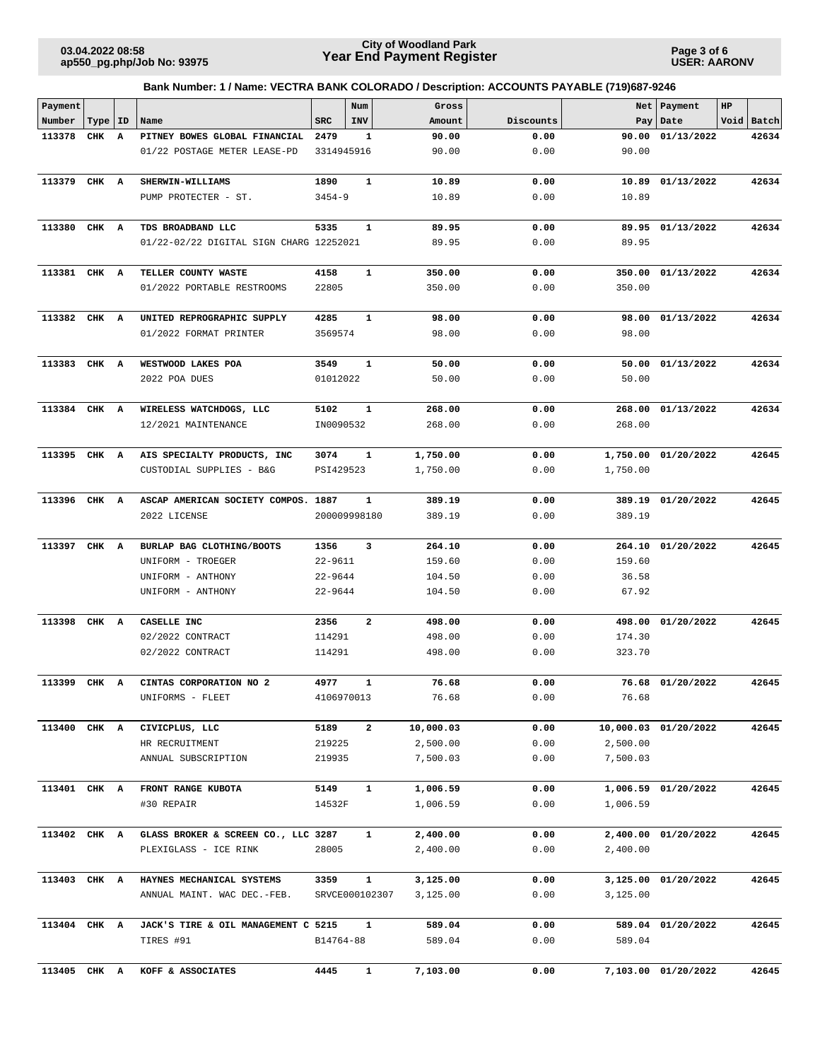**Bank Number: 1 / Name: VECTRA BANK COLORADO / Description: ACCOUNTS PAYABLE (719)687-9246**

| Payment Number | Type | ID | Name | SRC | Num INV | Gross Amount | Discounts | Net Pay | Payment Date | HP Void | Batch |
|---|---|---|---|---|---|---|---|---|---|---|---|
| **113378** | **CHK** | **A** | **PITNEY BOWES GLOBAL FINANCIAL** | **2479** | **1** | **90.00** | **0.00** | **90.00** | **01/13/2022** | | **42634** |
| | | | 01/22 POSTAGE METER LEASE-PD | 3314945916 | | 90.00 | 0.00 | 90.00 | | | |
| **113379** | **CHK** | **A** | **SHERWIN-WILLIAMS** | **1890** | **1** | **10.89** | **0.00** | **10.89** | **01/13/2022** | | **42634** |
| | | | PUMP PROTECTER - ST. | 3454-9 | | 10.89 | 0.00 | 10.89 | | | |
| **113380** | **CHK** | **A** | **TDS BROADBAND LLC** | **5335** | **1** | **89.95** | **0.00** | **89.95** | **01/13/2022** | | **42634** |
| | | | 01/22-02/22 DIGITAL SIGN CHARG | 12252021 | | 89.95 | 0.00 | 89.95 | | | |
| **113381** | **CHK** | **A** | **TELLER COUNTY WASTE** | **4158** | **1** | **350.00** | **0.00** | **350.00** | **01/13/2022** | | **42634** |
| | | | 01/2022 PORTABLE RESTROOMS | 22805 | | 350.00 | 0.00 | 350.00 | | | |
| **113382** | **CHK** | **A** | **UNITED REPROGRAPHIC SUPPLY** | **4285** | **1** | **98.00** | **0.00** | **98.00** | **01/13/2022** | | **42634** |
| | | | 01/2022 FORMAT PRINTER | 3569574 | | 98.00 | 0.00 | 98.00 | | | |
| **113383** | **CHK** | **A** | **WESTWOOD LAKES POA** | **3549** | **1** | **50.00** | **0.00** | **50.00** | **01/13/2022** | | **42634** |
| | | | 2022 POA DUES | 01012022 | | 50.00 | 0.00 | 50.00 | | | |
| **113384** | **CHK** | **A** | **WIRELESS WATCHDOGS, LLC** | **5102** | **1** | **268.00** | **0.00** | **268.00** | **01/13/2022** | | **42634** |
| | | | 12/2021 MAINTENANCE | IN0090532 | | 268.00 | 0.00 | 268.00 | | | |
| **113395** | **CHK** | **A** | **AIS SPECIALTY PRODUCTS, INC** | **3074** | **1** | **1,750.00** | **0.00** | **1,750.00** | **01/20/2022** | | **42645** |
| | | | CUSTODIAL SUPPLIES - B&G | PSI429523 | | 1,750.00 | 0.00 | 1,750.00 | | | |
| **113396** | **CHK** | **A** | **ASCAP AMERICAN SOCIETY COMPOS.** | **1887** | **1** | **389.19** | **0.00** | **389.19** | **01/20/2022** | | **42645** |
| | | | 2022 LICENSE | 200009998180 | | 389.19 | 0.00 | 389.19 | | | |
| **113397** | **CHK** | **A** | **BURLAP BAG CLOTHING/BOOTS** | **1356** | **3** | **264.10** | **0.00** | **264.10** | **01/20/2022** | | **42645** |
| | | | UNIFORM - TROEGER | 22-9611 | | 159.60 | 0.00 | 159.60 | | | |
| | | | UNIFORM - ANTHONY | 22-9644 | | 104.50 | 0.00 | 36.58 | | | |
| | | | UNIFORM - ANTHONY | 22-9644 | | 104.50 | 0.00 | 67.92 | | | |
| **113398** | **CHK** | **A** | **CASELLE INC** | **2356** | **2** | **498.00** | **0.00** | **498.00** | **01/20/2022** | | **42645** |
| | | | 02/2022 CONTRACT | 114291 | | 498.00 | 0.00 | 174.30 | | | |
| | | | 02/2022 CONTRACT | 114291 | | 498.00 | 0.00 | 323.70 | | | |
| **113399** | **CHK** | **A** | **CINTAS CORPORATION NO 2** | **4977** | **1** | **76.68** | **0.00** | **76.68** | **01/20/2022** | | **42645** |
| | | | UNIFORMS - FLEET | 4106970013 | | 76.68 | 0.00 | 76.68 | | | |
| **113400** | **CHK** | **A** | **CIVICPLUS, LLC** | **5189** | **2** | **10,000.03** | **0.00** | **10,000.03** | **01/20/2022** | | **42645** |
| | | | HR RECRUITMENT | 219225 | | 2,500.00 | 0.00 | 2,500.00 | | | |
| | | | ANNUAL SUBSCRIPTION | 219935 | | 7,500.03 | 0.00 | 7,500.03 | | | |
| **113401** | **CHK** | **A** | **FRONT RANGE KUBOTA** | **5149** | **1** | **1,006.59** | **0.00** | **1,006.59** | **01/20/2022** | | **42645** |
| | | | #30 REPAIR | 14532F | | 1,006.59 | 0.00 | 1,006.59 | | | |
| **113402** | **CHK** | **A** | **GLASS BROKER & SCREEN CO., LLC** | **3287** | **1** | **2,400.00** | **0.00** | **2,400.00** | **01/20/2022** | | **42645** |
| | | | PLEXIGLASS - ICE RINK | 28005 | | 2,400.00 | 0.00 | 2,400.00 | | | |
| **113403** | **CHK** | **A** | **HAYNES MECHANICAL SYSTEMS** | **3359** | **1** | **3,125.00** | **0.00** | **3,125.00** | **01/20/2022** | | **42645** |
| | | | ANNUAL MAINT. WAC DEC.-FEB. | SRVCE000102307 | | 3,125.00 | 0.00 | 3,125.00 | | | |
| **113404** | **CHK** | **A** | **JACK'S TIRE & OIL MANAGEMENT C** | **5215** | **1** | **589.04** | **0.00** | **589.04** | **01/20/2022** | | **42645** |
| | | | TIRES #91 | B14764-88 | | 589.04 | 0.00 | 589.04 | | | |
| **113405** | **CHK** | **A** | **KOFF & ASSOCIATES** | **4445** | **1** | **7,103.00** | **0.00** | **7,103.00** | **01/20/2022** | | **42645** |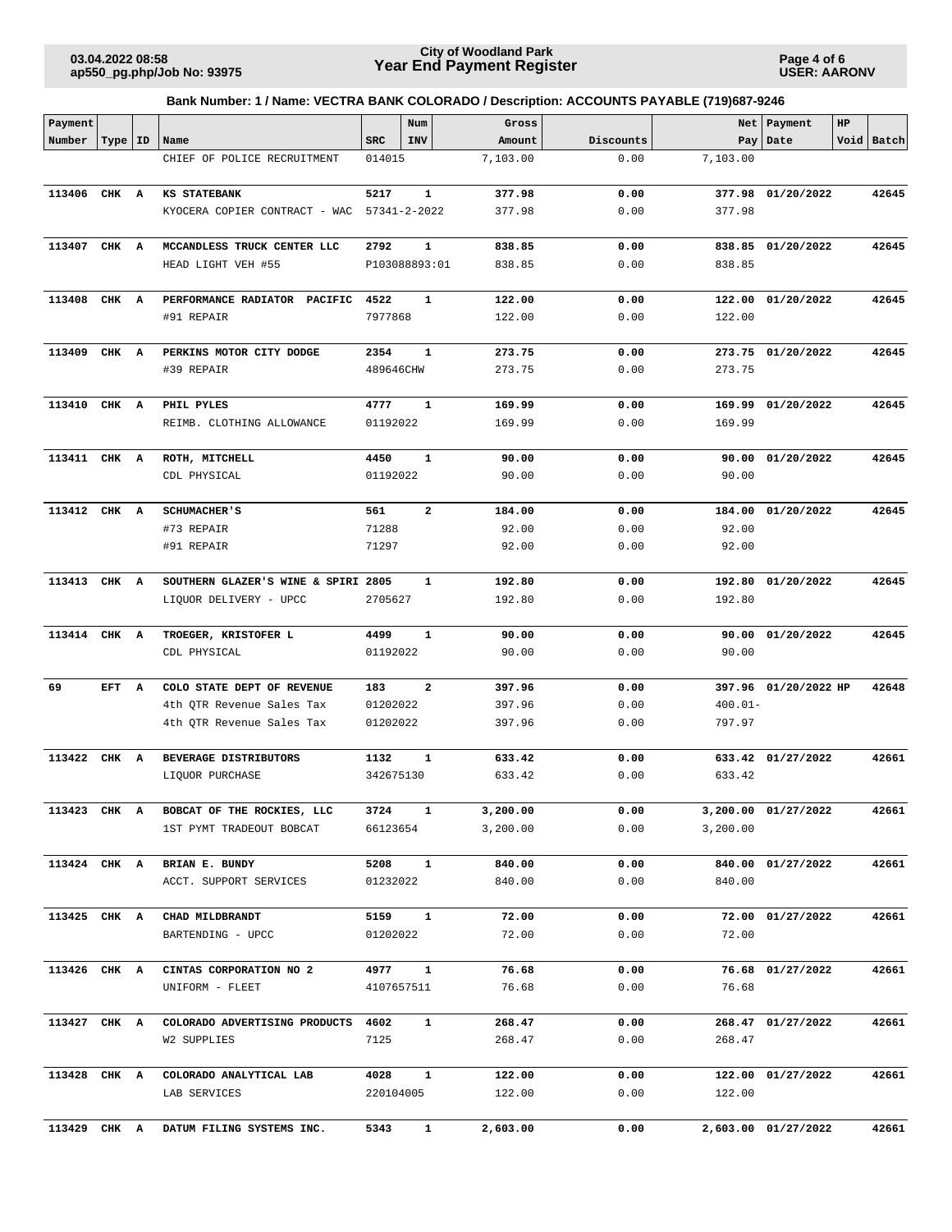**Bank Number: 1 / Name: VECTRA BANK COLORADO / Description: ACCOUNTS PAYABLE (719)687-9246**

| Payment Number | Type | ID | Name | SRC | Num INV | Gross Amount | Discounts | Net Pay | Payment Date | HP | Void | Batch |
|---|---|---|---|---|---|---|---|---|---|---|---|---|
| | | | CHIEF OF POLICE RECRUITMENT | 014015 | | 7,103.00 | 0.00 | 7,103.00 | | | | |
| **113406** | **CHK** | **A** | **KS STATEBANK** | **5217** | **1** | **377.98** | **0.00** | **377.98** | **01/20/2022** | | | **42645** |
| | | | KYOCERA COPIER CONTRACT - WAC | 57341-2-2022 | | 377.98 | 0.00 | 377.98 | | | | |
| **113407** | **CHK** | **A** | **MCCANDLESS TRUCK CENTER LLC** | **2792** | **1** | **838.85** | **0.00** | **838.85** | **01/20/2022** | | | **42645** |
| | | | HEAD LIGHT VEH #55 | P103088893:01 | | 838.85 | 0.00 | 838.85 | | | | |
| **113408** | **CHK** | **A** | **PERFORMANCE RADIATOR PACIFIC** | **4522** | **1** | **122.00** | **0.00** | **122.00** | **01/20/2022** | | | **42645** |
| | | | #91 REPAIR | 7977868 | | 122.00 | 0.00 | 122.00 | | | | |
| **113409** | **CHK** | **A** | **PERKINS MOTOR CITY DODGE** | **2354** | **1** | **273.75** | **0.00** | **273.75** | **01/20/2022** | | | **42645** |
| | | | #39 REPAIR | 489646CHW | | 273.75 | 0.00 | 273.75 | | | | |
| **113410** | **CHK** | **A** | **PHIL PYLES** | **4777** | **1** | **169.99** | **0.00** | **169.99** | **01/20/2022** | | | **42645** |
| | | | REIMB. CLOTHING ALLOWANCE | 01192022 | | 169.99 | 0.00 | 169.99 | | | | |
| **113411** | **CHK** | **A** | **ROTH, MITCHELL** | **4450** | **1** | **90.00** | **0.00** | **90.00** | **01/20/2022** | | | **42645** |
| | | | CDL PHYSICAL | 01192022 | | 90.00 | 0.00 | 90.00 | | | | |
| **113412** | **CHK** | **A** | **SCHUMACHER'S** | **561** | **2** | **184.00** | **0.00** | **184.00** | **01/20/2022** | | | **42645** |
| | | | #73 REPAIR | 71288 | | 92.00 | 0.00 | 92.00 | | | | |
| | | | #91 REPAIR | 71297 | | 92.00 | 0.00 | 92.00 | | | | |
| **113413** | **CHK** | **A** | **SOUTHERN GLAZER'S WINE & SPIRI** | **2805** | **1** | **192.80** | **0.00** | **192.80** | **01/20/2022** | | | **42645** |
| | | | LIQUOR DELIVERY - UPCC | 2705627 | | 192.80 | 0.00 | 192.80 | | | | |
| **113414** | **CHK** | **A** | **TROEGER, KRISTOFER L** | **4499** | **1** | **90.00** | **0.00** | **90.00** | **01/20/2022** | | | **42645** |
| | | | CDL PHYSICAL | 01192022 | | 90.00 | 0.00 | 90.00 | | | | |
| **69** | **EFT** | **A** | **COLO STATE DEPT OF REVENUE** | **183** | **2** | **397.96** | **0.00** | **397.96** | **01/20/2022** | **HP** | | **42648** |
| | | | 4th QTR Revenue Sales Tax | 01202022 | | 397.96 | 0.00 | 400.01- | | | | |
| | | | 4th QTR Revenue Sales Tax | 01202022 | | 397.96 | 0.00 | 797.97 | | | | |
| **113422** | **CHK** | **A** | **BEVERAGE DISTRIBUTORS** | **1132** | **1** | **633.42** | **0.00** | **633.42** | **01/27/2022** | | | **42661** |
| | | | LIQUOR PURCHASE | 342675130 | | 633.42 | 0.00 | 633.42 | | | | |
| **113423** | **CHK** | **A** | **BOBCAT OF THE ROCKIES, LLC** | **3724** | **1** | **3,200.00** | **0.00** | **3,200.00** | **01/27/2022** | | | **42661** |
| | | | 1ST PYMT TRADEOUT BOBCAT | 66123654 | | 3,200.00 | 0.00 | 3,200.00 | | | | |
| **113424** | **CHK** | **A** | **BRIAN E. BUNDY** | **5208** | **1** | **840.00** | **0.00** | **840.00** | **01/27/2022** | | | **42661** |
| | | | ACCT. SUPPORT SERVICES | 01232022 | | 840.00 | 0.00 | 840.00 | | | | |
| **113425** | **CHK** | **A** | **CHAD MILDBRANDT** | **5159** | **1** | **72.00** | **0.00** | **72.00** | **01/27/2022** | | | **42661** |
| | | | BARTENDING - UPCC | 01202022 | | 72.00 | 0.00 | 72.00 | | | | |
| **113426** | **CHK** | **A** | **CINTAS CORPORATION NO 2** | **4977** | **1** | **76.68** | **0.00** | **76.68** | **01/27/2022** | | | **42661** |
| | | | UNIFORM - FLEET | 4107657511 | | 76.68 | 0.00 | 76.68 | | | | |
| **113427** | **CHK** | **A** | **COLORADO ADVERTISING PRODUCTS** | **4602** | **1** | **268.47** | **0.00** | **268.47** | **01/27/2022** | | | **42661** |
| | | | W2 SUPPLIES | 7125 | | 268.47 | 0.00 | 268.47 | | | | |
| **113428** | **CHK** | **A** | **COLORADO ANALYTICAL LAB** | **4028** | **1** | **122.00** | **0.00** | **122.00** | **01/27/2022** | | | **42661** |
| | | | LAB SERVICES | 220104005 | | 122.00 | 0.00 | 122.00 | | | | |
| **113429** | **CHK** | **A** | **DATUM FILING SYSTEMS INC.** | **5343** | **1** | **2,603.00** | **0.00** | **2,603.00** | **01/27/2022** | | | **42661** |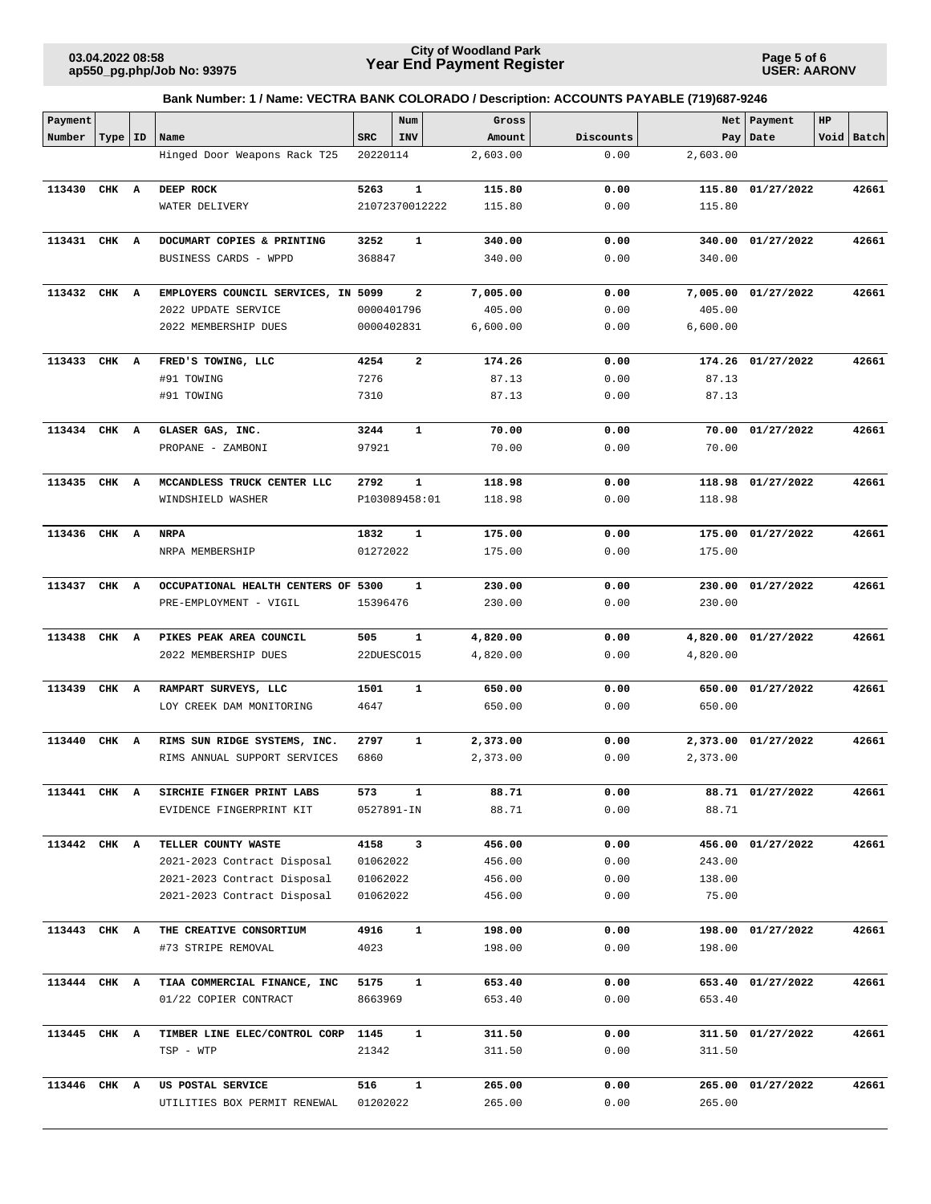**Bank Number: 1 / Name: VECTRA BANK COLORADO / Description: ACCOUNTS PAYABLE (719)687-9246**

| Payment Number | Type | ID | Name | SRC | Num INV | Gross Amount | Discounts | Net Pay | Payment Date | HP Void | Batch |
|---|---|---|---|---|---|---|---|---|---|---|---|
| | | | Hinged Door Weapons Rack T25 | 20220114 | | 2,603.00 | 0.00 | 2,603.00 | | | |
| **113430** | **CHK** | **A** | **DEEP ROCK** | **5263** | **1** | **115.80** | **0.00** | **115.80** | **01/27/2022** | | **42661** |
| | | | WATER DELIVERY | 21072370012222 | | 115.80 | 0.00 | 115.80 | | | |
| **113431** | **CHK** | **A** | **DOCUMART COPIES & PRINTING** | **3252** | **1** | **340.00** | **0.00** | **340.00** | **01/27/2022** | | **42661** |
| | | | BUSINESS CARDS - WPPD | 368847 | | 340.00 | 0.00 | 340.00 | | | |
| **113432** | **CHK** | **A** | **EMPLOYERS COUNCIL SERVICES, IN** | **5099** | **2** | **7,005.00** | **0.00** | **7,005.00** | **01/27/2022** | | **42661** |
| | | | 2022 UPDATE SERVICE | 0000401796 | | 405.00 | 0.00 | 405.00 | | | |
| | | | 2022 MEMBERSHIP DUES | 0000402831 | | 6,600.00 | 0.00 | 6,600.00 | | | |
| **113433** | **CHK** | **A** | **FRED'S TOWING, LLC** | **4254** | **2** | **174.26** | **0.00** | **174.26** | **01/27/2022** | | **42661** |
| | | | #91 TOWING | 7276 | | 87.13 | 0.00 | 87.13 | | | |
| | | | #91 TOWING | 7310 | | 87.13 | 0.00 | 87.13 | | | |
| **113434** | **CHK** | **A** | **GLASER GAS, INC.** | **3244** | **1** | **70.00** | **0.00** | **70.00** | **01/27/2022** | | **42661** |
| | | | PROPANE - ZAMBONI | 97921 | | 70.00 | 0.00 | 70.00 | | | |
| **113435** | **CHK** | **A** | **MCCANDLESS TRUCK CENTER LLC** | **2792** | **1** | **118.98** | **0.00** | **118.98** | **01/27/2022** | | **42661** |
| | | | WINDSHIELD WASHER | P103089458:01 | | 118.98 | 0.00 | 118.98 | | | |
| **113436** | **CHK** | **A** | **NRPA** | **1832** | **1** | **175.00** | **0.00** | **175.00** | **01/27/2022** | | **42661** |
| | | | NRPA MEMBERSHIP | 01272022 | | 175.00 | 0.00 | 175.00 | | | |
| **113437** | **CHK** | **A** | **OCCUPATIONAL HEALTH CENTERS OF** | **5300** | **1** | **230.00** | **0.00** | **230.00** | **01/27/2022** | | **42661** |
| | | | PRE-EMPLOYMENT - VIGIL | 15396476 | | 230.00 | 0.00 | 230.00 | | | |
| **113438** | **CHK** | **A** | **PIKES PEAK AREA COUNCIL** | **505** | **1** | **4,820.00** | **0.00** | **4,820.00** | **01/27/2022** | | **42661** |
| | | | 2022 MEMBERSHIP DUES | 22DUESCO15 | | 4,820.00 | 0.00 | 4,820.00 | | | |
| **113439** | **CHK** | **A** | **RAMPART SURVEYS, LLC** | **1501** | **1** | **650.00** | **0.00** | **650.00** | **01/27/2022** | | **42661** |
| | | | LOY CREEK DAM MONITORING | 4647 | | 650.00 | 0.00 | 650.00 | | | |
| **113440** | **CHK** | **A** | **RIMS SUN RIDGE SYSTEMS, INC.** | **2797** | **1** | **2,373.00** | **0.00** | **2,373.00** | **01/27/2022** | | **42661** |
| | | | RIMS ANNUAL SUPPORT SERVICES | 6860 | | 2,373.00 | 0.00 | 2,373.00 | | | |
| **113441** | **CHK** | **A** | **SIRCHIE FINGER PRINT LABS** | **573** | **1** | **88.71** | **0.00** | **88.71** | **01/27/2022** | | **42661** |
| | | | EVIDENCE FINGERPRINT KIT | 0527891-IN | | 88.71 | 0.00 | 88.71 | | | |
| **113442** | **CHK** | **A** | **TELLER COUNTY WASTE** | **4158** | **3** | **456.00** | **0.00** | **456.00** | **01/27/2022** | | **42661** |
| | | | 2021-2023 Contract Disposal | 01062022 | | 456.00 | 0.00 | 243.00 | | | |
| | | | 2021-2023 Contract Disposal | 01062022 | | 456.00 | 0.00 | 138.00 | | | |
| | | | 2021-2023 Contract Disposal | 01062022 | | 456.00 | 0.00 | 75.00 | | | |
| **113443** | **CHK** | **A** | **THE CREATIVE CONSORTIUM** | **4916** | **1** | **198.00** | **0.00** | **198.00** | **01/27/2022** | | **42661** |
| | | | #73 STRIPE REMOVAL | 4023 | | 198.00 | 0.00 | 198.00 | | | |
| **113444** | **CHK** | **A** | **TIAA COMMERCIAL FINANCE, INC** | **5175** | **1** | **653.40** | **0.00** | **653.40** | **01/27/2022** | | **42661** |
| | | | 01/22 COPIER CONTRACT | 8663969 | | 653.40 | 0.00 | 653.40 | | | |
| **113445** | **CHK** | **A** | **TIMBER LINE ELEC/CONTROL CORP** | **1145** | **1** | **311.50** | **0.00** | **311.50** | **01/27/2022** | | **42661** |
| | | | TSP - WTP | 21342 | | 311.50 | 0.00 | 311.50 | | | |
| **113446** | **CHK** | **A** | **US POSTAL SERVICE** | **516** | **1** | **265.00** | **0.00** | **265.00** | **01/27/2022** | | **42661** |
| | | | UTILITIES BOX PERMIT RENEWAL | 01202022 | | 265.00 | 0.00 | 265.00 | | | |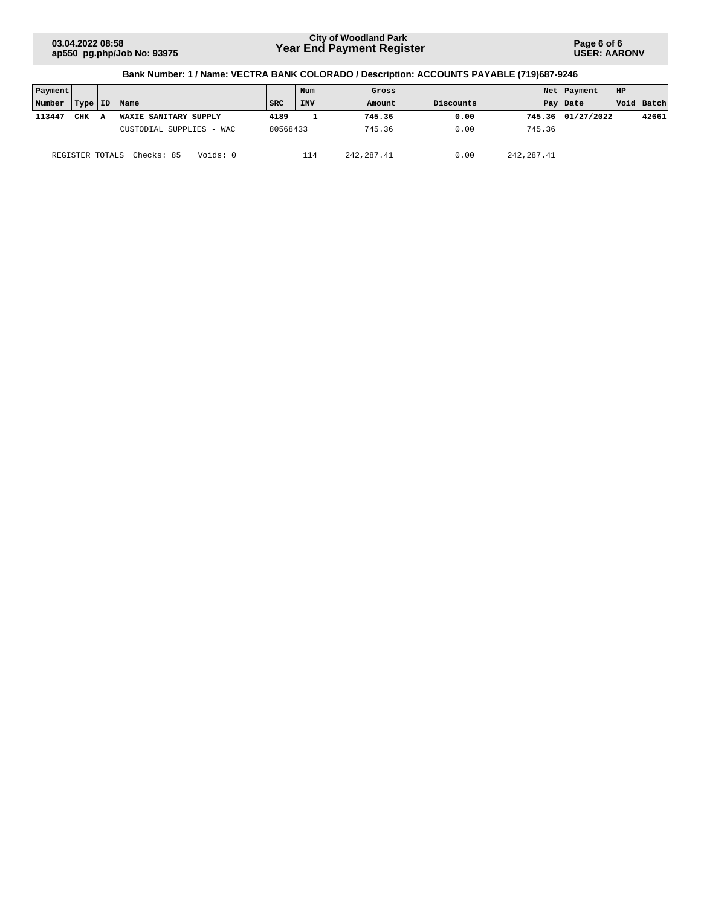**City of Woodland Park**
**Year End Payment Register**

**03.04.2022 08:58**
**ap550_pg.php/Job No: 93975**

**USER: AARONV**

**Bank Number: 1 / Name: VECTRA BANK COLORADO / Description: ACCOUNTS PAYABLE (719)687-9246**

| Payment Number | Type | ID | Name | SRC | Num INV | Gross Amount | Discounts | Net Pay | Payment Date | HP Void | Batch |
|---|---|---|---|---|---|---|---|---|---|---|---|
| **113447** | **CHK** | **A** | **WAXIE SANITARY SUPPLY** | **4189** | **1** | **745.36** | **0.00** | **745.36** | **01/27/2022** | | **42661** |
| | | | CUSTODIAL SUPPLIES - WAC | 80568433 | | 745.36 | 0.00 | 745.36 | | | |
| REGISTER TOTALS | | | Checks: 85 Voids: 0 | | 114 | 242,287.41 | 0.00 | 242,287.41 | | | |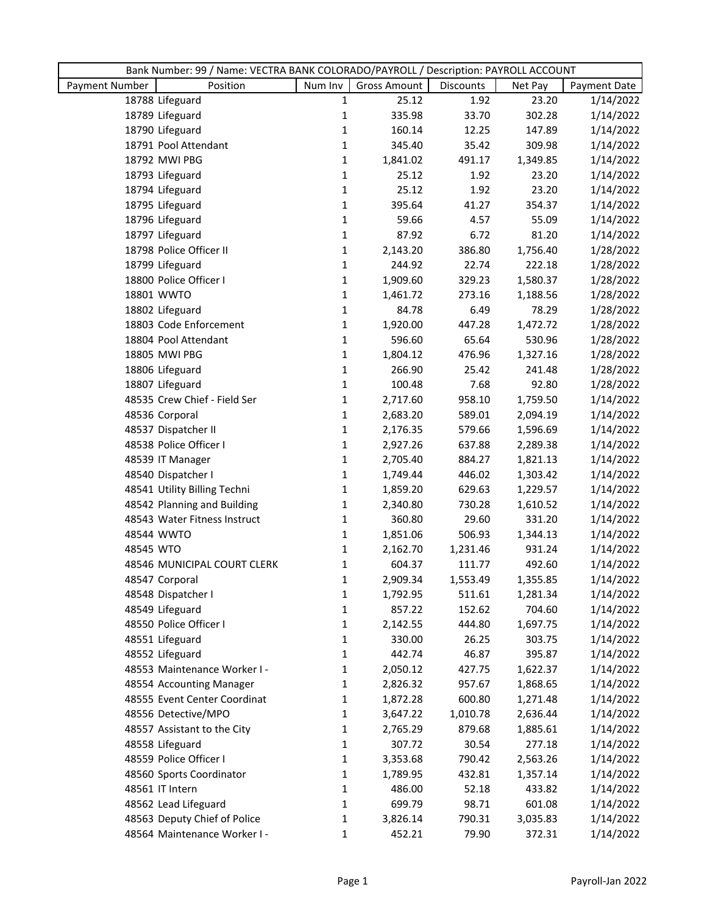| Bank Number: 99 / Name: VECTRA BANK COLORADO/PAYROLL / Description: PAYROLL ACCOUNT | | | | | | |
|---|---|---|---|---|---|---|
| Payment Number | Position | Num Inv | Gross Amount | Discounts | Net Pay | Payment Date |
| 18788 | Lifeguard | 1 | 25.12 | 1.92 | 23.20 | 1/14/2022 |
| 18789 | Lifeguard | 1 | 335.98 | 33.70 | 302.28 | 1/14/2022 |
| 18790 | Lifeguard | 1 | 160.14 | 12.25 | 147.89 | 1/14/2022 |
| 18791 | Pool Attendant | 1 | 345.40 | 35.42 | 309.98 | 1/14/2022 |
| 18792 | MWI PBG | 1 | 1,841.02 | 491.17 | 1,349.85 | 1/14/2022 |
| 18793 | Lifeguard | 1 | 25.12 | 1.92 | 23.20 | 1/14/2022 |
| 18794 | Lifeguard | 1 | 25.12 | 1.92 | 23.20 | 1/14/2022 |
| 18795 | Lifeguard | 1 | 395.64 | 41.27 | 354.37 | 1/14/2022 |
| 18796 | Lifeguard | 1 | 59.66 | 4.57 | 55.09 | 1/14/2022 |
| 18797 | Lifeguard | 1 | 87.92 | 6.72 | 81.20 | 1/14/2022 |
| 18798 | Police Officer II | 1 | 2,143.20 | 386.80 | 1,756.40 | 1/28/2022 |
| 18799 | Lifeguard | 1 | 244.92 | 22.74 | 222.18 | 1/28/2022 |
| 18800 | Police Officer I | 1 | 1,909.60 | 329.23 | 1,580.37 | 1/28/2022 |
| 18801 | WWTO | 1 | 1,461.72 | 273.16 | 1,188.56 | 1/28/2022 |
| 18802 | Lifeguard | 1 | 84.78 | 6.49 | 78.29 | 1/28/2022 |
| 18803 | Code Enforcement | 1 | 1,920.00 | 447.28 | 1,472.72 | 1/28/2022 |
| 18804 | Pool Attendant | 1 | 596.60 | 65.64 | 530.96 | 1/28/2022 |
| 18805 | MWI PBG | 1 | 1,804.12 | 476.96 | 1,327.16 | 1/28/2022 |
| 18806 | Lifeguard | 1 | 266.90 | 25.42 | 241.48 | 1/28/2022 |
| 18807 | Lifeguard | 1 | 100.48 | 7.68 | 92.80 | 1/28/2022 |
| 48535 | Crew Chief - Field Ser | 1 | 2,717.60 | 958.10 | 1,759.50 | 1/14/2022 |
| 48536 | Corporal | 1 | 2,683.20 | 589.01 | 2,094.19 | 1/14/2022 |
| 48537 | Dispatcher II | 1 | 2,176.35 | 579.66 | 1,596.69 | 1/14/2022 |
| 48538 | Police Officer I | 1 | 2,927.26 | 637.88 | 2,289.38 | 1/14/2022 |
| 48539 | IT Manager | 1 | 2,705.40 | 884.27 | 1,821.13 | 1/14/2022 |
| 48540 | Dispatcher I | 1 | 1,749.44 | 446.02 | 1,303.42 | 1/14/2022 |
| 48541 | Utility Billing Techni | 1 | 1,859.20 | 629.63 | 1,229.57 | 1/14/2022 |
| 48542 | Planning and Building | 1 | 2,340.80 | 730.28 | 1,610.52 | 1/14/2022 |
| 48543 | Water Fitness Instruct | 1 | 360.80 | 29.60 | 331.20 | 1/14/2022 |
| 48544 | WWTO | 1 | 1,851.06 | 506.93 | 1,344.13 | 1/14/2022 |
| 48545 | WTO | 1 | 2,162.70 | 1,231.46 | 931.24 | 1/14/2022 |
| 48546 | MUNICIPAL COURT CLERK | 1 | 604.37 | 111.77 | 492.60 | 1/14/2022 |
| 48547 | Corporal | 1 | 2,909.34 | 1,553.49 | 1,355.85 | 1/14/2022 |
| 48548 | Dispatcher I | 1 | 1,792.95 | 511.61 | 1,281.34 | 1/14/2022 |
| 48549 | Lifeguard | 1 | 857.22 | 152.62 | 704.60 | 1/14/2022 |
| 48550 | Police Officer I | 1 | 2,142.55 | 444.80 | 1,697.75 | 1/14/2022 |
| 48551 | Lifeguard | 1 | 330.00 | 26.25 | 303.75 | 1/14/2022 |
| 48552 | Lifeguard | 1 | 442.74 | 46.87 | 395.87 | 1/14/2022 |
| 48553 | Maintenance Worker I - | 1 | 2,050.12 | 427.75 | 1,622.37 | 1/14/2022 |
| 48554 | Accounting Manager | 1 | 2,826.32 | 957.67 | 1,868.65 | 1/14/2022 |
| 48555 | Event Center Coordinat | 1 | 1,872.28 | 600.80 | 1,271.48 | 1/14/2022 |
| 48556 | Detective/MPO | 1 | 3,647.22 | 1,010.78 | 2,636.44 | 1/14/2022 |
| 48557 | Assistant to the City | 1 | 2,765.29 | 879.68 | 1,885.61 | 1/14/2022 |
| 48558 | Lifeguard | 1 | 307.72 | 30.54 | 277.18 | 1/14/2022 |
| 48559 | Police Officer I | 1 | 3,353.68 | 790.42 | 2,563.26 | 1/14/2022 |
| 48560 | Sports Coordinator | 1 | 1,789.95 | 432.81 | 1,357.14 | 1/14/2022 |
| 48561 | IT Intern | 1 | 486.00 | 52.18 | 433.82 | 1/14/2022 |
| 48562 | Lead Lifeguard | 1 | 699.79 | 98.71 | 601.08 | 1/14/2022 |
| 48563 | Deputy Chief of Police | 1 | 3,826.14 | 790.31 | 3,035.83 | 1/14/2022 |
| 48564 | Maintenance Worker I - | 1 | 452.21 | 79.90 | 372.31 | 1/14/2022 |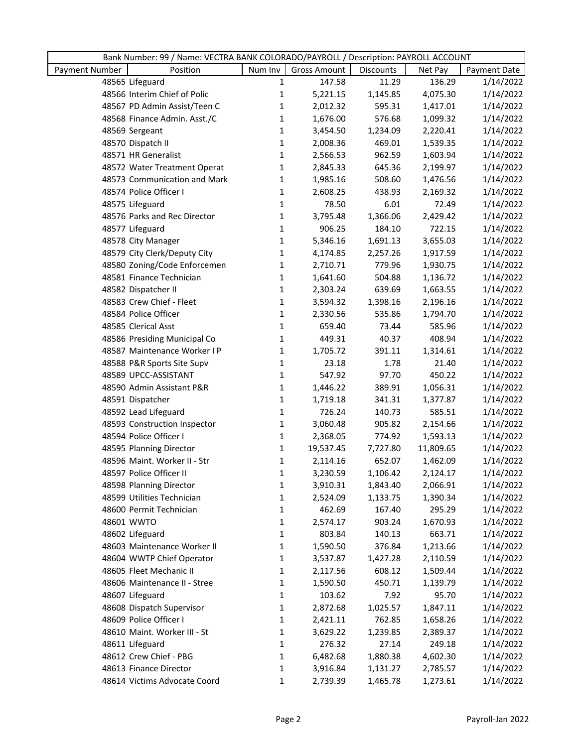| Bank Number: 99 / Name: VECTRA BANK COLORADO/PAYROLL / Description: PAYROLL ACCOUNT | | | | | | |
|---|---|---|---|---|---|---|
| Payment Number | Position | Num Inv | Gross Amount | Discounts | Net Pay | Payment Date |
| 48565 | Lifeguard | 1 | 147.58 | 11.29 | 136.29 | 1/14/2022 |
| 48566 | Interim Chief of Polic | 1 | 5,221.15 | 1,145.85 | 4,075.30 | 1/14/2022 |
| 48567 | PD Admin Assist/Teen C | 1 | 2,012.32 | 595.31 | 1,417.01 | 1/14/2022 |
| 48568 | Finance Admin. Asst./C | 1 | 1,676.00 | 576.68 | 1,099.32 | 1/14/2022 |
| 48569 | Sergeant | 1 | 3,454.50 | 1,234.09 | 2,220.41 | 1/14/2022 |
| 48570 | Dispatch II | 1 | 2,008.36 | 469.01 | 1,539.35 | 1/14/2022 |
| 48571 | HR Generalist | 1 | 2,566.53 | 962.59 | 1,603.94 | 1/14/2022 |
| 48572 | Water Treatment Operat | 1 | 2,845.33 | 645.36 | 2,199.97 | 1/14/2022 |
| 48573 | Communication and Mark | 1 | 1,985.16 | 508.60 | 1,476.56 | 1/14/2022 |
| 48574 | Police Officer I | 1 | 2,608.25 | 438.93 | 2,169.32 | 1/14/2022 |
| 48575 | Lifeguard | 1 | 78.50 | 6.01 | 72.49 | 1/14/2022 |
| 48576 | Parks and Rec Director | 1 | 3,795.48 | 1,366.06 | 2,429.42 | 1/14/2022 |
| 48577 | Lifeguard | 1 | 906.25 | 184.10 | 722.15 | 1/14/2022 |
| 48578 | City Manager | 1 | 5,346.16 | 1,691.13 | 3,655.03 | 1/14/2022 |
| 48579 | City Clerk/Deputy City | 1 | 4,174.85 | 2,257.26 | 1,917.59 | 1/14/2022 |
| 48580 | Zoning/Code Enforcemen | 1 | 2,710.71 | 779.96 | 1,930.75 | 1/14/2022 |
| 48581 | Finance Technician | 1 | 1,641.60 | 504.88 | 1,136.72 | 1/14/2022 |
| 48582 | Dispatcher II | 1 | 2,303.24 | 639.69 | 1,663.55 | 1/14/2022 |
| 48583 | Crew Chief - Fleet | 1 | 3,594.32 | 1,398.16 | 2,196.16 | 1/14/2022 |
| 48584 | Police Officer | 1 | 2,330.56 | 535.86 | 1,794.70 | 1/14/2022 |
| 48585 | Clerical Asst | 1 | 659.40 | 73.44 | 585.96 | 1/14/2022 |
| 48586 | Presiding Municipal Co | 1 | 449.31 | 40.37 | 408.94 | 1/14/2022 |
| 48587 | Maintenance Worker I P | 1 | 1,705.72 | 391.11 | 1,314.61 | 1/14/2022 |
| 48588 | P&R Sports Site Supv | 1 | 23.18 | 1.78 | 21.40 | 1/14/2022 |
| 48589 | UPCC-ASSISTANT | 1 | 547.92 | 97.70 | 450.22 | 1/14/2022 |
| 48590 | Admin Assistant P&R | 1 | 1,446.22 | 389.91 | 1,056.31 | 1/14/2022 |
| 48591 | Dispatcher | 1 | 1,719.18 | 341.31 | 1,377.87 | 1/14/2022 |
| 48592 | Lead Lifeguard | 1 | 726.24 | 140.73 | 585.51 | 1/14/2022 |
| 48593 | Construction Inspector | 1 | 3,060.48 | 905.82 | 2,154.66 | 1/14/2022 |
| 48594 | Police Officer I | 1 | 2,368.05 | 774.92 | 1,593.13 | 1/14/2022 |
| 48595 | Planning Director | 1 | 19,537.45 | 7,727.80 | 11,809.65 | 1/14/2022 |
| 48596 | Maint. Worker II - Str | 1 | 2,114.16 | 652.07 | 1,462.09 | 1/14/2022 |
| 48597 | Police Officer II | 1 | 3,230.59 | 1,106.42 | 2,124.17 | 1/14/2022 |
| 48598 | Planning Director | 1 | 3,910.31 | 1,843.40 | 2,066.91 | 1/14/2022 |
| 48599 | Utilities Technician | 1 | 2,524.09 | 1,133.75 | 1,390.34 | 1/14/2022 |
| 48600 | Permit Technician | 1 | 462.69 | 167.40 | 295.29 | 1/14/2022 |
| 48601 | WWTO | 1 | 2,574.17 | 903.24 | 1,670.93 | 1/14/2022 |
| 48602 | Lifeguard | 1 | 803.84 | 140.13 | 663.71 | 1/14/2022 |
| 48603 | Maintenance Worker II | 1 | 1,590.50 | 376.84 | 1,213.66 | 1/14/2022 |
| 48604 | WWTP Chief Operator | 1 | 3,537.87 | 1,427.28 | 2,110.59 | 1/14/2022 |
| 48605 | Fleet Mechanic II | 1 | 2,117.56 | 608.12 | 1,509.44 | 1/14/2022 |
| 48606 | Maintenance II - Stree | 1 | 1,590.50 | 450.71 | 1,139.79 | 1/14/2022 |
| 48607 | Lifeguard | 1 | 103.62 | 7.92 | 95.70 | 1/14/2022 |
| 48608 | Dispatch Supervisor | 1 | 2,872.68 | 1,025.57 | 1,847.11 | 1/14/2022 |
| 48609 | Police Officer I | 1 | 2,421.11 | 762.85 | 1,658.26 | 1/14/2022 |
| 48610 | Maint. Worker III - St | 1 | 3,629.22 | 1,239.85 | 2,389.37 | 1/14/2022 |
| 48611 | Lifeguard | 1 | 276.32 | 27.14 | 249.18 | 1/14/2022 |
| 48612 | Crew Chief - PBG | 1 | 6,482.68 | 1,880.38 | 4,602.30 | 1/14/2022 |
| 48613 | Finance Director | 1 | 3,916.84 | 1,131.27 | 2,785.57 | 1/14/2022 |
| 48614 | Victims Advocate Coord | 1 | 2,739.39 | 1,465.78 | 1,273.61 | 1/14/2022 |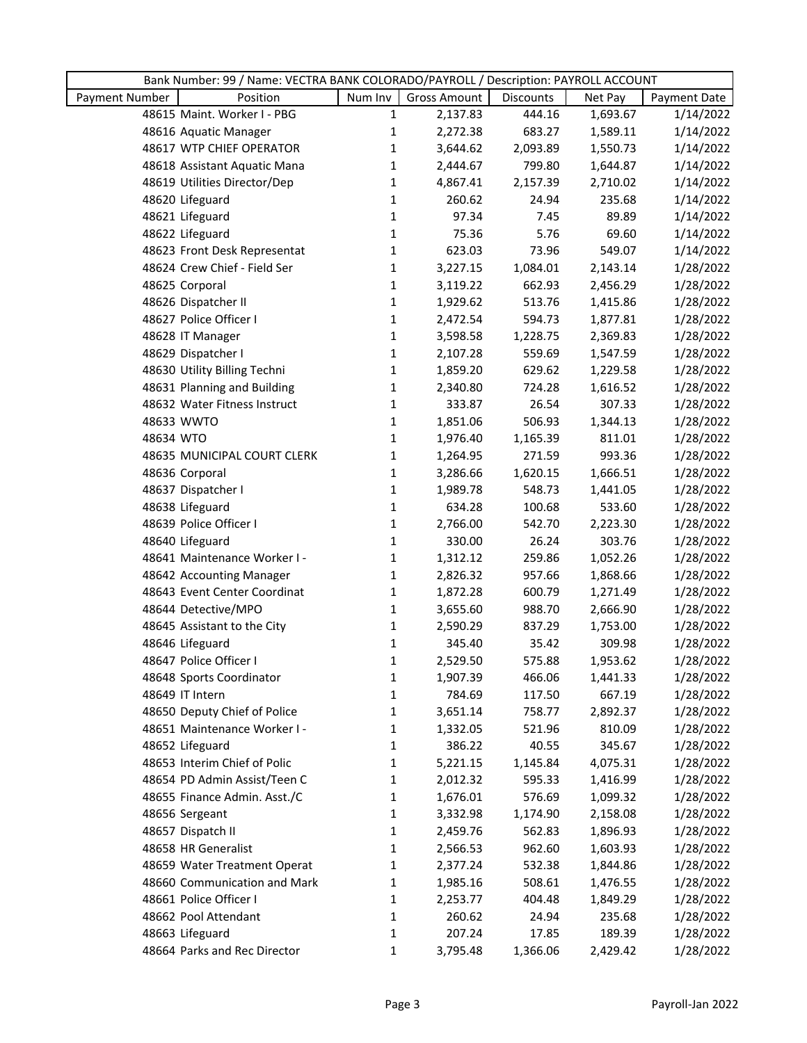| Bank Number: 99 / Name: VECTRA BANK COLORADO/PAYROLL / Description: PAYROLL ACCOUNT | | | | | | |
|---|---|---|---|---|---|---|
| Payment Number | Position | Num Inv | Gross Amount | Discounts | Net Pay | Payment Date |
| 48615 | Maint. Worker I - PBG | 1 | 2,137.83 | 444.16 | 1,693.67 | 1/14/2022 |
| 48616 | Aquatic Manager | 1 | 2,272.38 | 683.27 | 1,589.11 | 1/14/2022 |
| 48617 | WTP CHIEF OPERATOR | 1 | 3,644.62 | 2,093.89 | 1,550.73 | 1/14/2022 |
| 48618 | Assistant Aquatic Mana | 1 | 2,444.67 | 799.80 | 1,644.87 | 1/14/2022 |
| 48619 | Utilities Director/Dep | 1 | 4,867.41 | 2,157.39 | 2,710.02 | 1/14/2022 |
| 48620 | Lifeguard | 1 | 260.62 | 24.94 | 235.68 | 1/14/2022 |
| 48621 | Lifeguard | 1 | 97.34 | 7.45 | 89.89 | 1/14/2022 |
| 48622 | Lifeguard | 1 | 75.36 | 5.76 | 69.60 | 1/14/2022 |
| 48623 | Front Desk Representat | 1 | 623.03 | 73.96 | 549.07 | 1/14/2022 |
| 48624 | Crew Chief - Field Ser | 1 | 3,227.15 | 1,084.01 | 2,143.14 | 1/28/2022 |
| 48625 | Corporal | 1 | 3,119.22 | 662.93 | 2,456.29 | 1/28/2022 |
| 48626 | Dispatcher II | 1 | 1,929.62 | 513.76 | 1,415.86 | 1/28/2022 |
| 48627 | Police Officer I | 1 | 2,472.54 | 594.73 | 1,877.81 | 1/28/2022 |
| 48628 | IT Manager | 1 | 3,598.58 | 1,228.75 | 2,369.83 | 1/28/2022 |
| 48629 | Dispatcher I | 1 | 2,107.28 | 559.69 | 1,547.59 | 1/28/2022 |
| 48630 | Utility Billing Techni | 1 | 1,859.20 | 629.62 | 1,229.58 | 1/28/2022 |
| 48631 | Planning and Building | 1 | 2,340.80 | 724.28 | 1,616.52 | 1/28/2022 |
| 48632 | Water Fitness Instruct | 1 | 333.87 | 26.54 | 307.33 | 1/28/2022 |
| 48633 | WWTO | 1 | 1,851.06 | 506.93 | 1,344.13 | 1/28/2022 |
| 48634 | WTO | 1 | 1,976.40 | 1,165.39 | 811.01 | 1/28/2022 |
| 48635 | MUNICIPAL COURT CLERK | 1 | 1,264.95 | 271.59 | 993.36 | 1/28/2022 |
| 48636 | Corporal | 1 | 3,286.66 | 1,620.15 | 1,666.51 | 1/28/2022 |
| 48637 | Dispatcher I | 1 | 1,989.78 | 548.73 | 1,441.05 | 1/28/2022 |
| 48638 | Lifeguard | 1 | 634.28 | 100.68 | 533.60 | 1/28/2022 |
| 48639 | Police Officer I | 1 | 2,766.00 | 542.70 | 2,223.30 | 1/28/2022 |
| 48640 | Lifeguard | 1 | 330.00 | 26.24 | 303.76 | 1/28/2022 |
| 48641 | Maintenance Worker I - | 1 | 1,312.12 | 259.86 | 1,052.26 | 1/28/2022 |
| 48642 | Accounting Manager | 1 | 2,826.32 | 957.66 | 1,868.66 | 1/28/2022 |
| 48643 | Event Center Coordinat | 1 | 1,872.28 | 600.79 | 1,271.49 | 1/28/2022 |
| 48644 | Detective/MPO | 1 | 3,655.60 | 988.70 | 2,666.90 | 1/28/2022 |
| 48645 | Assistant to the City | 1 | 2,590.29 | 837.29 | 1,753.00 | 1/28/2022 |
| 48646 | Lifeguard | 1 | 345.40 | 35.42 | 309.98 | 1/28/2022 |
| 48647 | Police Officer I | 1 | 2,529.50 | 575.88 | 1,953.62 | 1/28/2022 |
| 48648 | Sports Coordinator | 1 | 1,907.39 | 466.06 | 1,441.33 | 1/28/2022 |
| 48649 | IT Intern | 1 | 784.69 | 117.50 | 667.19 | 1/28/2022 |
| 48650 | Deputy Chief of Police | 1 | 3,651.14 | 758.77 | 2,892.37 | 1/28/2022 |
| 48651 | Maintenance Worker I - | 1 | 1,332.05 | 521.96 | 810.09 | 1/28/2022 |
| 48652 | Lifeguard | 1 | 386.22 | 40.55 | 345.67 | 1/28/2022 |
| 48653 | Interim Chief of Polic | 1 | 5,221.15 | 1,145.84 | 4,075.31 | 1/28/2022 |
| 48654 | PD Admin Assist/Teen C | 1 | 2,012.32 | 595.33 | 1,416.99 | 1/28/2022 |
| 48655 | Finance Admin. Asst./C | 1 | 1,676.01 | 576.69 | 1,099.32 | 1/28/2022 |
| 48656 | Sergeant | 1 | 3,332.98 | 1,174.90 | 2,158.08 | 1/28/2022 |
| 48657 | Dispatch II | 1 | 2,459.76 | 562.83 | 1,896.93 | 1/28/2022 |
| 48658 | HR Generalist | 1 | 2,566.53 | 962.60 | 1,603.93 | 1/28/2022 |
| 48659 | Water Treatment Operat | 1 | 2,377.24 | 532.38 | 1,844.86 | 1/28/2022 |
| 48660 | Communication and Mark | 1 | 1,985.16 | 508.61 | 1,476.55 | 1/28/2022 |
| 48661 | Police Officer I | 1 | 2,253.77 | 404.48 | 1,849.29 | 1/28/2022 |
| 48662 | Pool Attendant | 1 | 260.62 | 24.94 | 235.68 | 1/28/2022 |
| 48663 | Lifeguard | 1 | 207.24 | 17.85 | 189.39 | 1/28/2022 |
| 48664 | Parks and Rec Director | 1 | 3,795.48 | 1,366.06 | 2,429.42 | 1/28/2022 |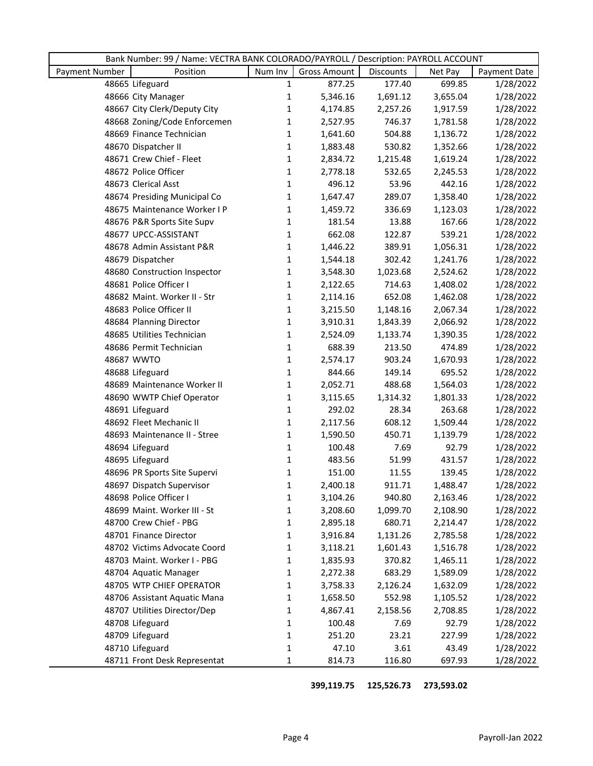| Bank Number: 99 / Name: VECTRA BANK COLORADO/PAYROLL / Description: PAYROLL ACCOUNT | | | | | | |
|---|---|---|---|---|---|---|
| Payment Number | Position | Num Inv | Gross Amount | Discounts | Net Pay | Payment Date |
| 48665 | Lifeguard | 1 | 877.25 | 177.40 | 699.85 | 1/28/2022 |
| 48666 | City Manager | 1 | 5,346.16 | 1,691.12 | 3,655.04 | 1/28/2022 |
| 48667 | City Clerk/Deputy City | 1 | 4,174.85 | 2,257.26 | 1,917.59 | 1/28/2022 |
| 48668 | Zoning/Code Enforcemen | 1 | 2,527.95 | 746.37 | 1,781.58 | 1/28/2022 |
| 48669 | Finance Technician | 1 | 1,641.60 | 504.88 | 1,136.72 | 1/28/2022 |
| 48670 | Dispatcher II | 1 | 1,883.48 | 530.82 | 1,352.66 | 1/28/2022 |
| 48671 | Crew Chief - Fleet | 1 | 2,834.72 | 1,215.48 | 1,619.24 | 1/28/2022 |
| 48672 | Police Officer | 1 | 2,778.18 | 532.65 | 2,245.53 | 1/28/2022 |
| 48673 | Clerical Asst | 1 | 496.12 | 53.96 | 442.16 | 1/28/2022 |
| 48674 | Presiding Municipal Co | 1 | 1,647.47 | 289.07 | 1,358.40 | 1/28/2022 |
| 48675 | Maintenance Worker I P | 1 | 1,459.72 | 336.69 | 1,123.03 | 1/28/2022 |
| 48676 | P&R Sports Site Supv | 1 | 181.54 | 13.88 | 167.66 | 1/28/2022 |
| 48677 | UPCC-ASSISTANT | 1 | 662.08 | 122.87 | 539.21 | 1/28/2022 |
| 48678 | Admin Assistant P&R | 1 | 1,446.22 | 389.91 | 1,056.31 | 1/28/2022 |
| 48679 | Dispatcher | 1 | 1,544.18 | 302.42 | 1,241.76 | 1/28/2022 |
| 48680 | Construction Inspector | 1 | 3,548.30 | 1,023.68 | 2,524.62 | 1/28/2022 |
| 48681 | Police Officer I | 1 | 2,122.65 | 714.63 | 1,408.02 | 1/28/2022 |
| 48682 | Maint. Worker II - Str | 1 | 2,114.16 | 652.08 | 1,462.08 | 1/28/2022 |
| 48683 | Police Officer II | 1 | 3,215.50 | 1,148.16 | 2,067.34 | 1/28/2022 |
| 48684 | Planning Director | 1 | 3,910.31 | 1,843.39 | 2,066.92 | 1/28/2022 |
| 48685 | Utilities Technician | 1 | 2,524.09 | 1,133.74 | 1,390.35 | 1/28/2022 |
| 48686 | Permit Technician | 1 | 688.39 | 213.50 | 474.89 | 1/28/2022 |
| 48687 | WWTO | 1 | 2,574.17 | 903.24 | 1,670.93 | 1/28/2022 |
| 48688 | Lifeguard | 1 | 844.66 | 149.14 | 695.52 | 1/28/2022 |
| 48689 | Maintenance Worker II | 1 | 2,052.71 | 488.68 | 1,564.03 | 1/28/2022 |
| 48690 | WWTP Chief Operator | 1 | 3,115.65 | 1,314.32 | 1,801.33 | 1/28/2022 |
| 48691 | Lifeguard | 1 | 292.02 | 28.34 | 263.68 | 1/28/2022 |
| 48692 | Fleet Mechanic II | 1 | 2,117.56 | 608.12 | 1,509.44 | 1/28/2022 |
| 48693 | Maintenance II - Stree | 1 | 1,590.50 | 450.71 | 1,139.79 | 1/28/2022 |
| 48694 | Lifeguard | 1 | 100.48 | 7.69 | 92.79 | 1/28/2022 |
| 48695 | Lifeguard | 1 | 483.56 | 51.99 | 431.57 | 1/28/2022 |
| 48696 | PR Sports Site Supervi | 1 | 151.00 | 11.55 | 139.45 | 1/28/2022 |
| 48697 | Dispatch Supervisor | 1 | 2,400.18 | 911.71 | 1,488.47 | 1/28/2022 |
| 48698 | Police Officer I | 1 | 3,104.26 | 940.80 | 2,163.46 | 1/28/2022 |
| 48699 | Maint. Worker III - St | 1 | 3,208.60 | 1,099.70 | 2,108.90 | 1/28/2022 |
| 48700 | Crew Chief - PBG | 1 | 2,895.18 | 680.71 | 2,214.47 | 1/28/2022 |
| 48701 | Finance Director | 1 | 3,916.84 | 1,131.26 | 2,785.58 | 1/28/2022 |
| 48702 | Victims Advocate Coord | 1 | 3,118.21 | 1,601.43 | 1,516.78 | 1/28/2022 |
| 48703 | Maint. Worker I - PBG | 1 | 1,835.93 | 370.82 | 1,465.11 | 1/28/2022 |
| 48704 | Aquatic Manager | 1 | 2,272.38 | 683.29 | 1,589.09 | 1/28/2022 |
| 48705 | WTP CHIEF OPERATOR | 1 | 3,758.33 | 2,126.24 | 1,632.09 | 1/28/2022 |
| 48706 | Assistant Aquatic Mana | 1 | 1,658.50 | 552.98 | 1,105.52 | 1/28/2022 |
| 48707 | Utilities Director/Dep | 1 | 4,867.41 | 2,158.56 | 2,708.85 | 1/28/2022 |
| 48708 | Lifeguard | 1 | 100.48 | 7.69 | 92.79 | 1/28/2022 |
| 48709 | Lifeguard | 1 | 251.20 | 23.21 | 227.99 | 1/28/2022 |
| 48710 | Lifeguard | 1 | 47.10 | 3.61 | 43.49 | 1/28/2022 |
| 48711 | Front Desk Representat | 1 | 814.73 | 116.80 | 697.93 | 1/28/2022 |
| | | | **399,119.75** | **125,526.73** | **273,593.02** | |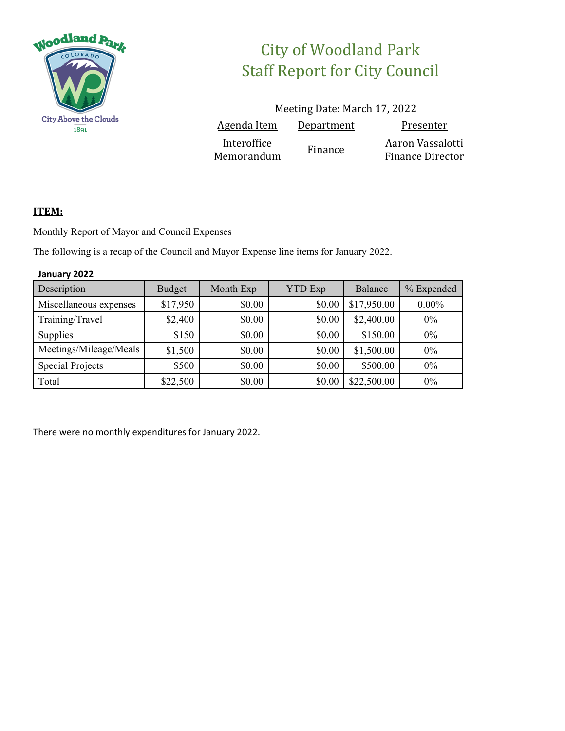# City of Woodland Park
## Staff Report for City Council

Meeting Date: March 17, 2022

| Agenda Item | Department | Presenter |
|---|---|---|
| Interoffice Memorandum | Finance | Aaron Vassalotti Finance Director |

**ITEM:**

Monthly Report of Mayor and Council Expenses

The following is a recap of the Council and Mayor Expense line items for January 2022.

**January 2022**

| Description | Budget | Month Exp | YTD Exp | Balance | % Expended |
|---|---|---|---|---|---|
| Miscellaneous expenses | $17,950 | $0.00 | $0.00 | $17,950.00 | 0.00% |
| Training/Travel | $2,400 | $0.00 | $0.00 | $2,400.00 | 0% |
| Supplies | $150 | $0.00 | $0.00 | $150.00 | 0% |
| Meetings/Mileage/Meals | $1,500 | $0.00 | $0.00 | $1,500.00 | 0% |
| Special Projects | $500 | $0.00 | $0.00 | $500.00 | 0% |
| Total | $22,500 | $0.00 | $0.00 | $22,500.00 | 0% |

There were no monthly expenditures for January 2022.